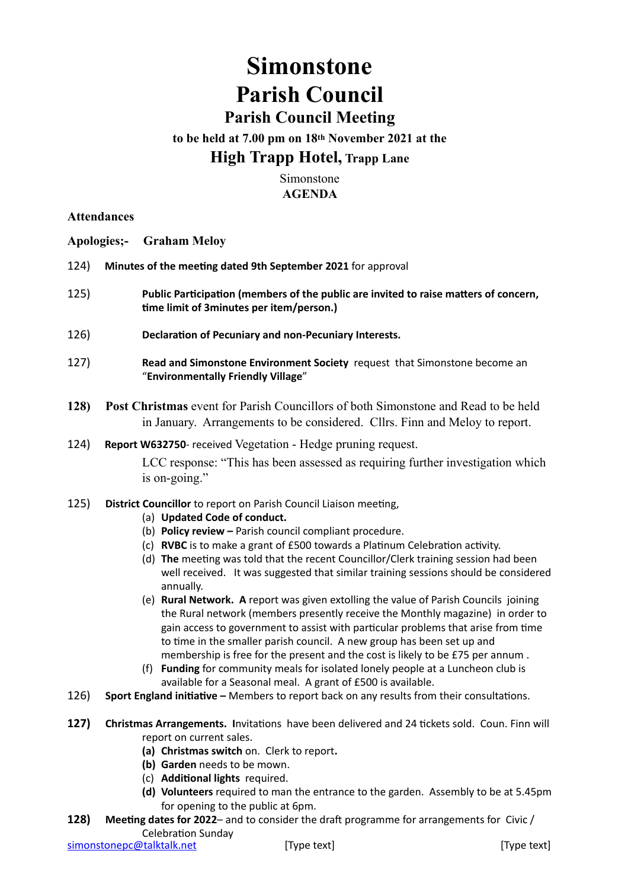# Simonstone
# Parish Council
## Parish Council Meeting
### to be held at 7.00 pm on 18th November 2021 at the
## High Trapp Hotel, Trapp Lane

Simonstone
**AGENDA**

**Attendances**

**Apologies;- Graham Meloy**

124) **Minutes of the meeting dated 9th September 2021** for approval

125) **Public Participation (members of the public are invited to raise matters of concern, time limit of 3minutes per item/person.)**

126) **Declaration of Pecuniary and non-Pecuniary Interests.**

127) **Read and Simonstone Environment Society** request that Simonstone become an "**Environmentally Friendly Village**"

**128) Post Christmas** event for Parish Councillors of both Simonstone and Read to be held in January. Arrangements to be considered. Cllrs. Finn and Meloy to report.

124) **Report W632750**- received Vegetation - Hedge pruning request.
LCC response: "This has been assessed as requiring further investigation which is on-going."

125) **District Councillor** to report on Parish Council Liaison meeting,
- (a) **Updated Code of conduct.**
- (b) **Policy review –** Parish council compliant procedure.
- (c) **RVBC** is to make a grant of £500 towards a Platinum Celebration activity.
- (d) **The** meeting was told that the recent Councillor/Clerk training session had been well received. It was suggested that similar training sessions should be considered annually.
- (e) **Rural Network. A** report was given extolling the value of Parish Councils joining the Rural network (members presently receive the Monthly magazine) in order to gain access to government to assist with particular problems that arise from time to time in the smaller parish council. A new group has been set up and membership is free for the present and the cost is likely to be £75 per annum .
- (f) **Funding** for community meals for isolated lonely people at a Luncheon club is available for a Seasonal meal. A grant of £500 is available.

126) **Sport England initiative –** Members to report back on any results from their consultations.

**127) Christmas Arrangements. I**nvitations have been delivered and 24 tickets sold. Coun. Finn will report on current sales.
- **(a) Christmas switch** on. Clerk to report**.**
- **(b) Garden** needs to be mown.
- (c) **Additional lights** required.
- **(d) Volunteers** required to man the entrance to the garden. Assembly to be at 5.45pm for opening to the public at 6pm.

**128) Meeting dates for 2022**– and to consider the draft programme for arrangements for Civic / Celebration Sunday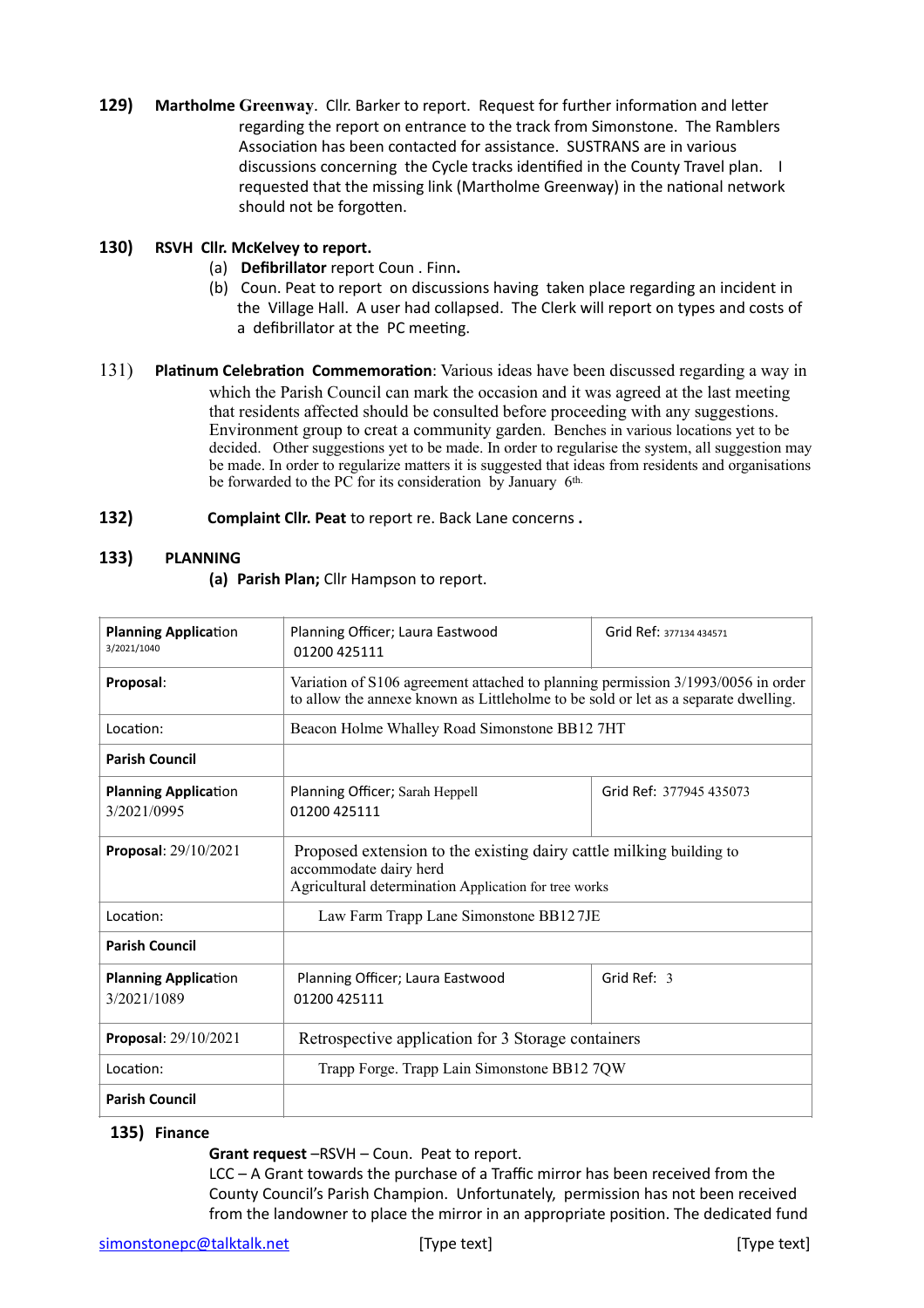**129) Martholme Greenway**. Cllr. Barker to report. Request for further information and letter regarding the report on entrance to the track from Simonstone. The Ramblers Association has been contacted for assistance. SUSTRANS are in various discussions concerning the Cycle tracks identified in the County Travel plan. I requested that the missing link (Martholme Greenway) in the national network should not be forgotten.

**130) RSVH Cllr. McKelvey to report.**

(a) **Defibrillator** report Coun . Finn**.**

(b) Coun. Peat to report on discussions having taken place regarding an incident in the Village Hall. A user had collapsed. The Clerk will report on types and costs of a defibrillator at the PC meeting.

131) **Platinum Celebration Commemoration**: Various ideas have been discussed regarding a way in which the Parish Council can mark the occasion and it was agreed at the last meeting that residents affected should be consulted before proceeding with any suggestions. Environment group to creat a community garden. Benches in various locations yet to be decided. Other suggestions yet to be made. In order to regularise the system, all suggestion may be made. In order to regularize matters it is suggested that ideas from residents and organisations be forwarded to the PC for its consideration by January 6th.

**132) Complaint Cllr. Peat** to report re. Back Lane concerns **.**

**133) PLANNING**

**(a) Parish Plan;** Cllr Hampson to report.

| **Planning Application** 3/2021/1040 | Planning Officer; Laura Eastwood 01200 425111 | Grid Ref: 377134 434571 |
|---|---|---|
| **Proposal**: | Variation of S106 agreement attached to planning permission 3/1993/0056 in order to allow the annexe known as Littleholme to be sold or let as a separate dwelling. | |
| Location: | Beacon Holme Whalley Road Simonstone BB12 7HT | |
| **Parish Council** | | |
| **Planning Application** 3/2021/0995 | Planning Officer; Sarah Heppell 01200 425111 | Grid Ref: 377945 435073 |
| **Proposal**: 29/10/2021 | Proposed extension to the existing dairy cattle milking building to accommodate dairy herd<br>Agricultural determination Application for tree works | |
| Location: | Law Farm Trapp Lane Simonstone BB12 7JE | |
| **Parish Council** | | |
| **Planning Application** 3/2021/1089 | Planning Officer; Laura Eastwood 01200 425111 | Grid Ref: 3 |
| **Proposal**: 29/10/2021 | Retrospective application for 3 Storage containers | |
| Location: | Trapp Forge. Trapp Lain Simonstone BB12 7QW | |
| **Parish Council** | | |

**135) Finance**

**Grant request** –RSVH – Coun. Peat to report.

LCC – A Grant towards the purchase of a Traffic mirror has been received from the County Council's Parish Champion. Unfortunately, permission has not been received from the landowner to place the mirror in an appropriate position. The dedicated fund

simonstonepc@talktalk.net [Type text] [Type text]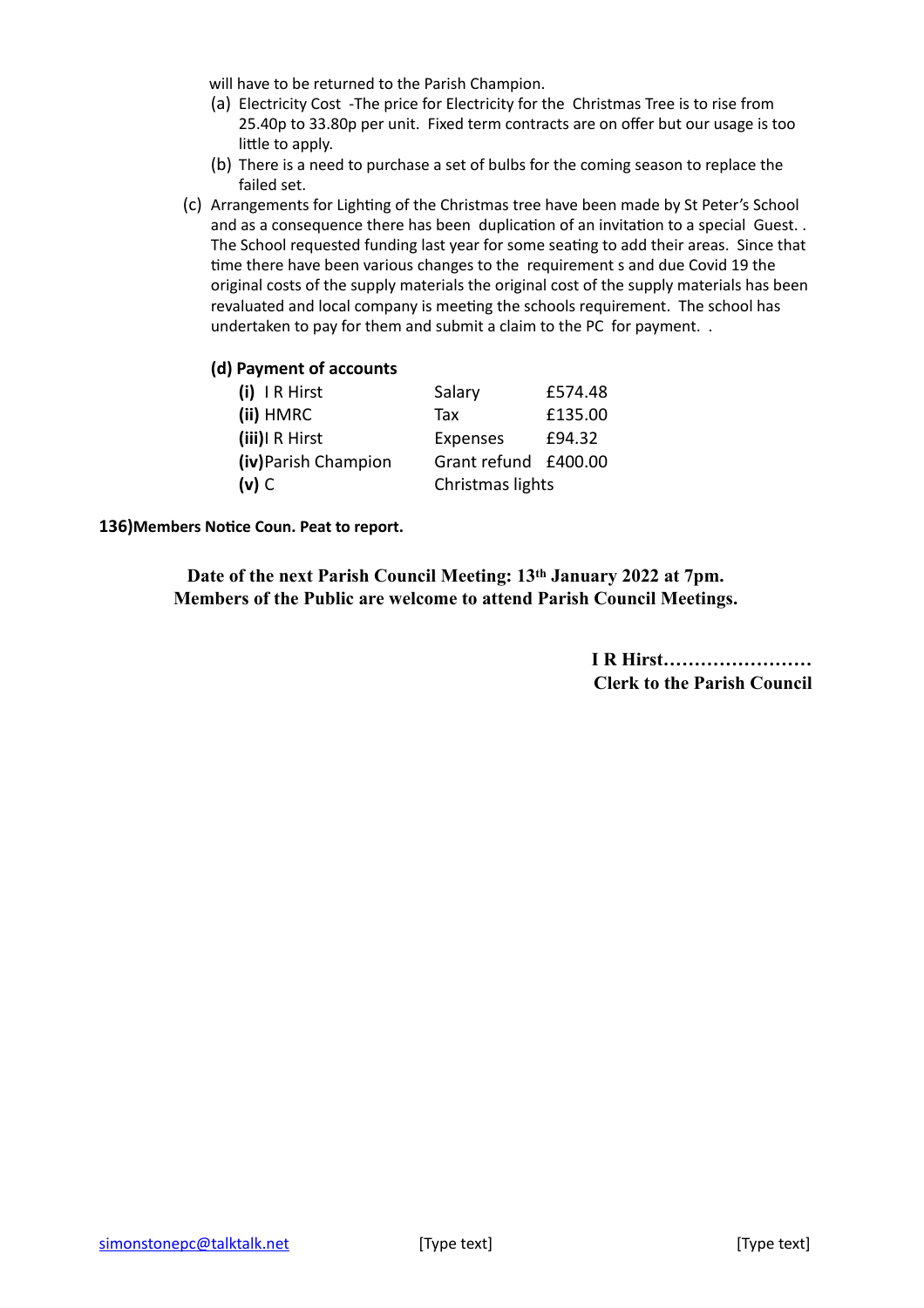will have to be returned to the Parish Champion.

(a) Electricity Cost -The price for Electricity for the Christmas Tree is to rise from 25.40p to 33.80p per unit. Fixed term contracts are on offer but our usage is too little to apply.

(b) There is a need to purchase a set of bulbs for the coming season to replace the failed set.

(c) Arrangements for Lighting of the Christmas tree have been made by St Peter's School and as a consequence there has been duplication of an invitation to a special Guest. . The School requested funding last year for some seating to add their areas. Since that time there have been various changes to the requirement s and due Covid 19 the original costs of the supply materials the original cost of the supply materials has been revaluated and local company is meeting the schools requirement. The school has undertaken to pay for them and submit a claim to the PC for payment. .

**(d) Payment of accounts**

| | | |
|---|---|---|
| **(i)** I R Hirst | Salary | £574.48 |
| **(ii)** HMRC | Tax | £135.00 |
| **(iii)** I R Hirst | Expenses | £94.32 |
| **(iv)** Parish Champion | Grant refund | £400.00 |
| **(v)** C | Christmas lights | |

**136) Members Notice Coun. Peat to report.**

**Date of the next Parish Council Meeting: 13th January 2022 at 7pm.**
**Members of the Public are welcome to attend Parish Council Meetings.**

**I R Hirst……………………**
**Clerk to the Parish Council**

simonstonepc@talktalk.net [Type text] [Type text]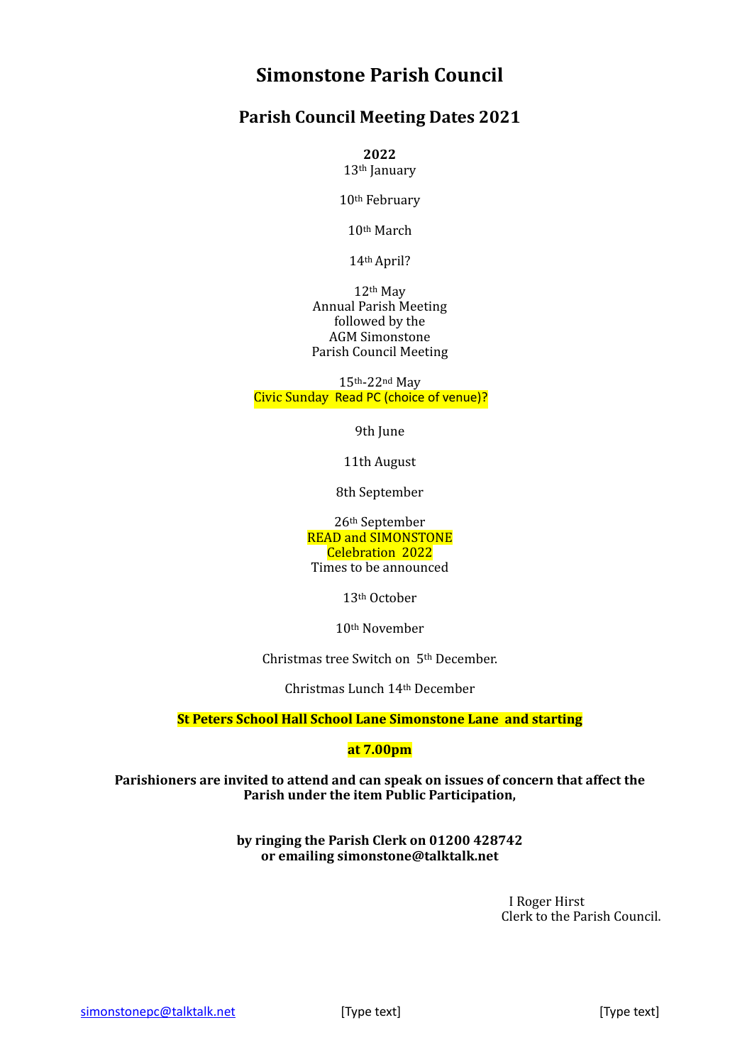# Simonstone Parish Council

## Parish Council Meeting Dates 2021

**2022**

13th January

10th February

10th March

14th April?

12th May
Annual Parish Meeting
followed by the
AGM Simonstone
Parish Council Meeting

15th-22nd May
Civic Sunday Read PC (choice of venue)?

9th June

11th August

8th September

26th September
READ and SIMONSTONE
Celebration 2022
Times to be announced

13th October

10th November

Christmas tree Switch on 5th December.

Christmas Lunch 14th December

**St Peters School Hall School Lane Simonstone Lane and starting**

**at 7.00pm**

**Parishioners are invited to attend and can speak on issues of concern that affect the Parish under the item Public Participation,**

**by ringing the Parish Clerk on 01200 428742**
**or emailing simonstone@talktalk.net**

I Roger Hirst
Clerk to the Parish Council.